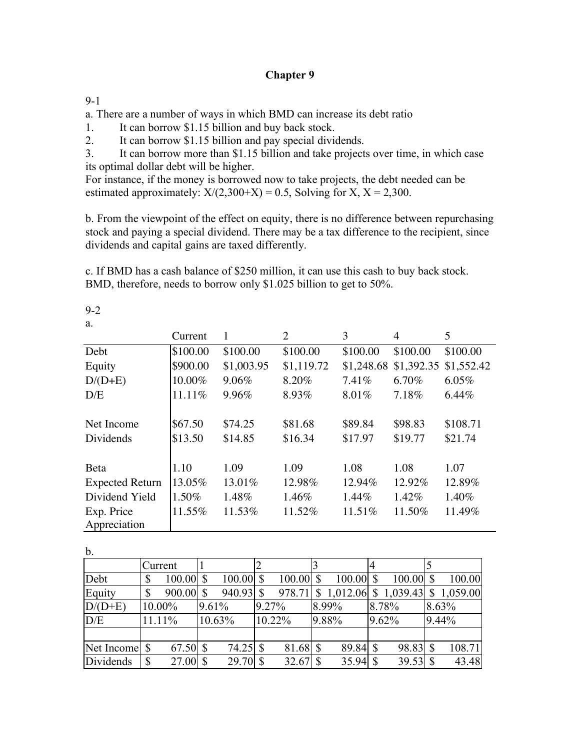# Chapter 9

9-1

a. There are a number of ways in which BMD can increase its debt ratio

1. It can borrow \$1.15 billion and buy back stock.
2. It can borrow \$1.15 billion and pay special dividends.
3. It can borrow more than \$1.15 billion and take projects over time, in which case its optimal dollar debt will be higher.

For instance, if the money is borrowed now to take projects, the debt needed can be estimated approximately: $X/(2{,}300+X) = 0.5$, Solving for X, X = 2,300.

b. From the viewpoint of the effect on equity, there is no difference between repurchasing stock and paying a special dividend. There may be a tax difference to the recipient, since dividends and capital gains are taxed differently.

c. If BMD has a cash balance of \$250 million, it can use this cash to buy back stock. BMD, therefore, needs to borrow only \$1.025 billion to get to 50%.

9-2

a.

| | Current | 1 | 2 | 3 | 4 | 5 |
|---|---|---|---|---|---|---|
| Debt | \$100.00 | \$100.00 | \$100.00 | \$100.00 | \$100.00 | \$100.00 |
| Equity | \$900.00 | \$1,003.95 | \$1,119.72 | \$1,248.68 | \$1,392.35 | \$1,552.42 |
| D/(D+E) | 10.00% | 9.06% | 8.20% | 7.41% | 6.70% | 6.05% |
| D/E | 11.11% | 9.96% | 8.93% | 8.01% | 7.18% | 6.44% |
| | | | | | | |
| Net Income | \$67.50 | \$74.25 | \$81.68 | \$89.84 | \$98.83 | \$108.71 |
| Dividends | \$13.50 | \$14.85 | \$16.34 | \$17.97 | \$19.77 | \$21.74 |
| | | | | | | |
| Beta | 1.10 | 1.09 | 1.09 | 1.08 | 1.08 | 1.07 |
| Expected Return | 13.05% | 13.01% | 12.98% | 12.94% | 12.92% | 12.89% |
| Dividend Yield | 1.50% | 1.48% | 1.46% | 1.44% | 1.42% | 1.40% |
| Exp. Price Appreciation | 11.55% | 11.53% | 11.52% | 11.51% | 11.50% | 11.49% |

b.

| | Current | 1 | 2 | 3 | 4 | 5 |
|---|---|---|---|---|---|---|
| Debt | \$ 100.00 | \$ 100.00 | \$ 100.00 | \$ 100.00 | \$ 100.00 | \$ 100.00 |
| Equity | \$ 900.00 | \$ 940.93 | \$ 978.71 | \$ 1,012.06 | \$ 1,039.43 | \$ 1,059.00 |
| D/(D+E) | 10.00% | 9.61% | 9.27% | 8.99% | 8.78% | 8.63% |
| D/E | 11.11% | 10.63% | 10.22% | 9.88% | 9.62% | 9.44% |
| | | | | | | |
| Net Income | \$ 67.50 | \$ 74.25 | \$ 81.68 | \$ 89.84 | \$ 98.83 | \$ 108.71 |
| Dividends | \$ 27.00 | \$ 29.70 | \$ 32.67 | \$ 35.94 | \$ 39.53 | \$ 43.48 |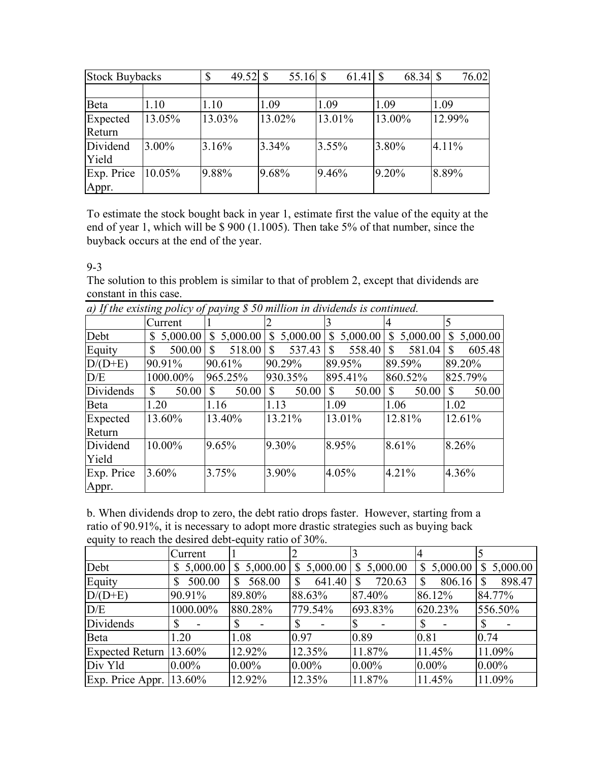| Stock Buybacks | | $ 49.52 | $ 55.16 | $ 61.41 | $ 68.34 | $ 76.02 |
|---|---|---|---|---|---|---|
| | | | | | | |
| Beta | 1.10 | 1.10 | 1.09 | 1.09 | 1.09 | 1.09 |
| Expected Return | 13.05% | 13.03% | 13.02% | 13.01% | 13.00% | 12.99% |
| Dividend Yield | 3.00% | 3.16% | 3.34% | 3.55% | 3.80% | 4.11% |
| Exp. Price Appr. | 10.05% | 9.88% | 9.68% | 9.46% | 9.20% | 8.89% |

To estimate the stock bought back in year 1, estimate first the value of the equity at the end of year 1, which will be $ 900 (1.1005). Then take 5% of that number, since the buyback occurs at the end of the year.

9-3

The solution to this problem is similar to that of problem 2, except that dividends are constant in this case.

*a) If the existing policy of paying $ 50 million in dividends is continued.*

| | Current | 1 | 2 | 3 | 4 | 5 |
|---|---|---|---|---|---|---|
| Debt | $ 5,000.00 | $ 5,000.00 | $ 5,000.00 | $ 5,000.00 | $ 5,000.00 | $ 5,000.00 |
| Equity | $ 500.00 | $ 518.00 | $ 537.43 | $ 558.40 | $ 581.04 | $ 605.48 |
| D/(D+E) | 90.91% | 90.61% | 90.29% | 89.95% | 89.59% | 89.20% |
| D/E | 1000.00% | 965.25% | 930.35% | 895.41% | 860.52% | 825.79% |
| Dividends | $ 50.00 | $ 50.00 | $ 50.00 | $ 50.00 | $ 50.00 | $ 50.00 |
| Beta | 1.20 | 1.16 | 1.13 | 1.09 | 1.06 | 1.02 |
| Expected Return | 13.60% | 13.40% | 13.21% | 13.01% | 12.81% | 12.61% |
| Dividend Yield | 10.00% | 9.65% | 9.30% | 8.95% | 8.61% | 8.26% |
| Exp. Price Appr. | 3.60% | 3.75% | 3.90% | 4.05% | 4.21% | 4.36% |

b. When dividends drop to zero, the debt ratio drops faster. However, starting from a ratio of 90.91%, it is necessary to adopt more drastic strategies such as buying back equity to reach the desired debt-equity ratio of 30%.

| | Current | 1 | 2 | 3 | 4 | 5 |
|---|---|---|---|---|---|---|
| Debt | $ 5,000.00 | $ 5,000.00 | $ 5,000.00 | $ 5,000.00 | $ 5,000.00 | $ 5,000.00 |
| Equity | $ 500.00 | $ 568.00 | $ 641.40 | $ 720.63 | $ 806.16 | $ 898.47 |
| D/(D+E) | 90.91% | 89.80% | 88.63% | 87.40% | 86.12% | 84.77% |
| D/E | 1000.00% | 880.28% | 779.54% | 693.83% | 620.23% | 556.50% |
| Dividends | $ - | $ - | $ - | $ - | $ - | $ - |
| Beta | 1.20 | 1.08 | 0.97 | 0.89 | 0.81 | 0.74 |
| Expected Return | 13.60% | 12.92% | 12.35% | 11.87% | 11.45% | 11.09% |
| Div Yld | 0.00% | 0.00% | 0.00% | 0.00% | 0.00% | 0.00% |
| Exp. Price Appr. | 13.60% | 12.92% | 12.35% | 11.87% | 11.45% | 11.09% |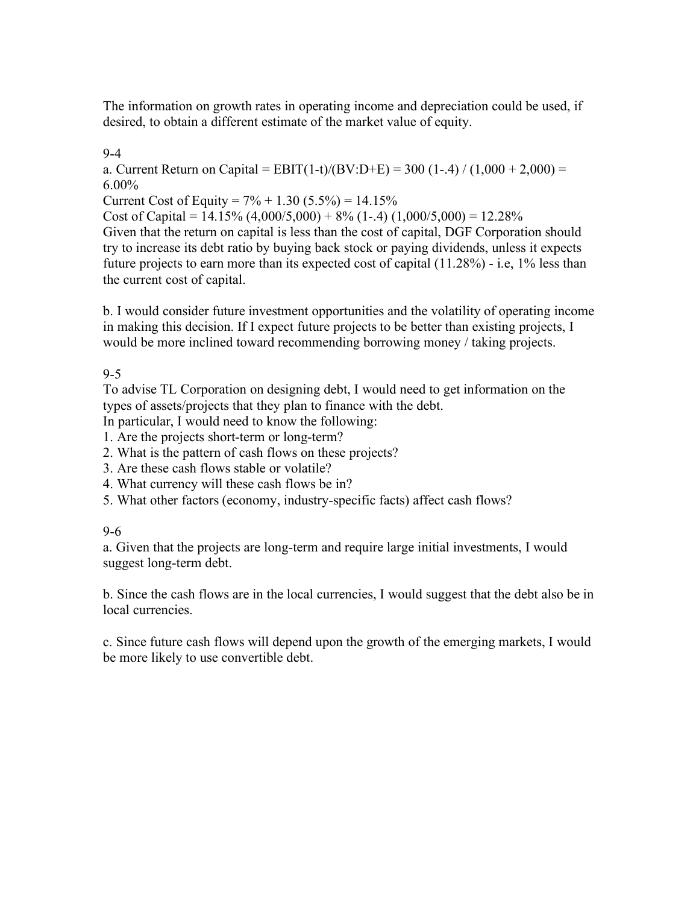The information on growth rates in operating income and depreciation could be used, if desired, to obtain a different estimate of the market value of equity.

9-4

a. Current Return on Capital = EBIT(1-t)/(BV:D+E) = 300 (1-.4) / (1,000 + 2,000) = 6.00%

Current Cost of Equity = 7% + 1.30 (5.5%) = 14.15%

Cost of Capital = 14.15% (4,000/5,000) + 8% (1-.4) (1,000/5,000) = 12.28%

Given that the return on capital is less than the cost of capital, DGF Corporation should try to increase its debt ratio by buying back stock or paying dividends, unless it expects future projects to earn more than its expected cost of capital (11.28%) - i.e, 1% less than the current cost of capital.

b. I would consider future investment opportunities and the volatility of operating income in making this decision. If I expect future projects to be better than existing projects, I would be more inclined toward recommending borrowing money / taking projects.

9-5

To advise TL Corporation on designing debt, I would need to get information on the types of assets/projects that they plan to finance with the debt.

In particular, I would need to know the following:

1. Are the projects short-term or long-term?
2. What is the pattern of cash flows on these projects?
3. Are these cash flows stable or volatile?
4. What currency will these cash flows be in?
5. What other factors (economy, industry-specific facts) affect cash flows?

9-6

a. Given that the projects are long-term and require large initial investments, I would suggest long-term debt.

b. Since the cash flows are in the local currencies, I would suggest that the debt also be in local currencies.

c. Since future cash flows will depend upon the growth of the emerging markets, I would be more likely to use convertible debt.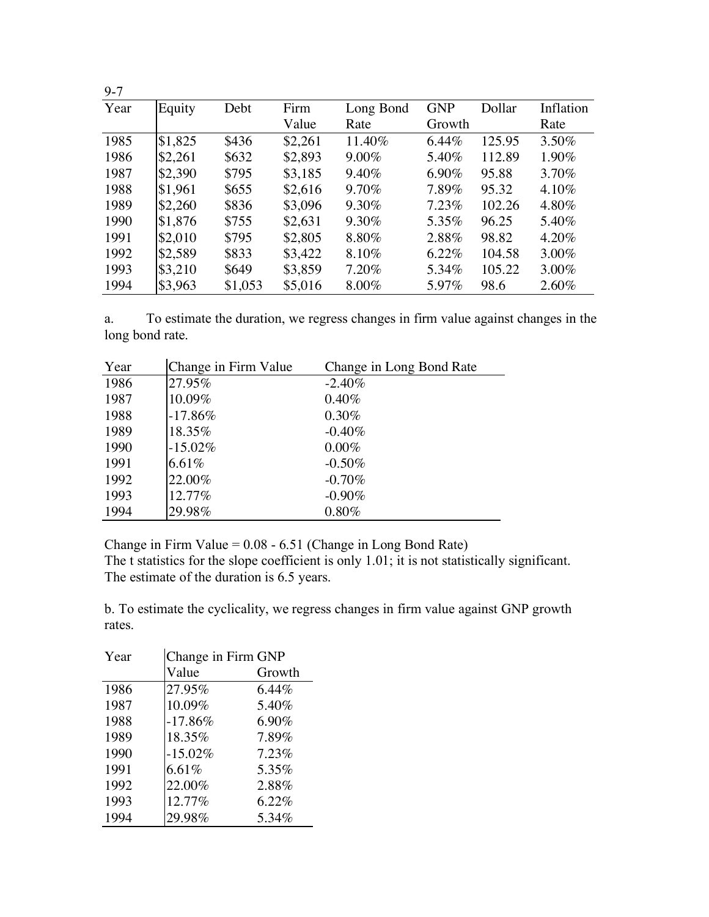9-7

| Year | Equity | Debt | Firm Value | Long Bond Rate | GNP Growth | Dollar | Inflation Rate |
|---|---|---|---|---|---|---|---|
| 1985 | $1,825 | $436 | $2,261 | 11.40% | 6.44% | 125.95 | 3.50% |
| 1986 | $2,261 | $632 | $2,893 | 9.00% | 5.40% | 112.89 | 1.90% |
| 1987 | $2,390 | $795 | $3,185 | 9.40% | 6.90% | 95.88 | 3.70% |
| 1988 | $1,961 | $655 | $2,616 | 9.70% | 7.89% | 95.32 | 4.10% |
| 1989 | $2,260 | $836 | $3,096 | 9.30% | 7.23% | 102.26 | 4.80% |
| 1990 | $1,876 | $755 | $2,631 | 9.30% | 5.35% | 96.25 | 5.40% |
| 1991 | $2,010 | $795 | $2,805 | 8.80% | 2.88% | 98.82 | 4.20% |
| 1992 | $2,589 | $833 | $3,422 | 8.10% | 6.22% | 104.58 | 3.00% |
| 1993 | $3,210 | $649 | $3,859 | 7.20% | 5.34% | 105.22 | 3.00% |
| 1994 | $3,963 | $1,053 | $5,016 | 8.00% | 5.97% | 98.6 | 2.60% |

a. To estimate the duration, we regress changes in firm value against changes in the long bond rate.

| Year | Change in Firm Value | Change in Long Bond Rate |
|---|---|---|
| 1986 | 27.95% | -2.40% |
| 1987 | 10.09% | 0.40% |
| 1988 | -17.86% | 0.30% |
| 1989 | 18.35% | -0.40% |
| 1990 | -15.02% | 0.00% |
| 1991 | 6.61% | -0.50% |
| 1992 | 22.00% | -0.70% |
| 1993 | 12.77% | -0.90% |
| 1994 | 29.98% | 0.80% |

Change in Firm Value = 0.08 - 6.51 (Change in Long Bond Rate)
The t statistics for the slope coefficient is only 1.01; it is not statistically significant.
The estimate of the duration is 6.5 years.

b. To estimate the cyclicality, we regress changes in firm value against GNP growth rates.

| Year | Change in Firm Value | GNP Growth |
|---|---|---|
| 1986 | 27.95% | 6.44% |
| 1987 | 10.09% | 5.40% |
| 1988 | -17.86% | 6.90% |
| 1989 | 18.35% | 7.89% |
| 1990 | -15.02% | 7.23% |
| 1991 | 6.61% | 5.35% |
| 1992 | 22.00% | 2.88% |
| 1993 | 12.77% | 6.22% |
| 1994 | 29.98% | 5.34% |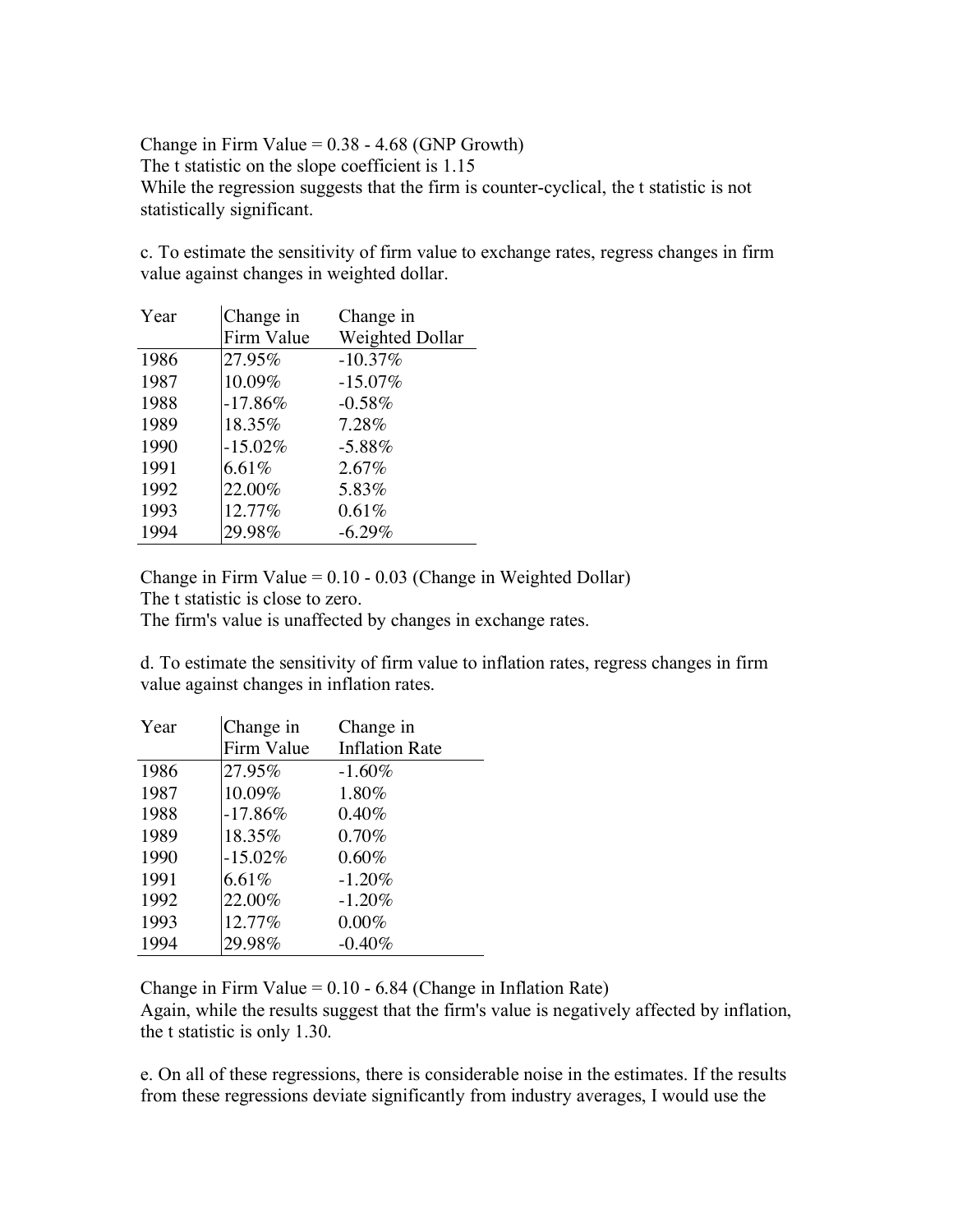Change in Firm Value = 0.38 - 4.68 (GNP Growth)
The t statistic on the slope coefficient is 1.15
While the regression suggests that the firm is counter-cyclical, the t statistic is not statistically significant.

c. To estimate the sensitivity of firm value to exchange rates, regress changes in firm value against changes in weighted dollar.

| Year | Change in Firm Value | Change in Weighted Dollar |
|---|---|---|
| 1986 | 27.95% | -10.37% |
| 1987 | 10.09% | -15.07% |
| 1988 | -17.86% | -0.58% |
| 1989 | 18.35% | 7.28% |
| 1990 | -15.02% | -5.88% |
| 1991 | 6.61% | 2.67% |
| 1992 | 22.00% | 5.83% |
| 1993 | 12.77% | 0.61% |
| 1994 | 29.98% | -6.29% |

Change in Firm Value = 0.10 - 0.03 (Change in Weighted Dollar)
The t statistic is close to zero.
The firm's value is unaffected by changes in exchange rates.

d. To estimate the sensitivity of firm value to inflation rates, regress changes in firm value against changes in inflation rates.

| Year | Change in Firm Value | Change in Inflation Rate |
|---|---|---|
| 1986 | 27.95% | -1.60% |
| 1987 | 10.09% | 1.80% |
| 1988 | -17.86% | 0.40% |
| 1989 | 18.35% | 0.70% |
| 1990 | -15.02% | 0.60% |
| 1991 | 6.61% | -1.20% |
| 1992 | 22.00% | -1.20% |
| 1993 | 12.77% | 0.00% |
| 1994 | 29.98% | -0.40% |

Change in Firm Value = 0.10 - 6.84 (Change in Inflation Rate)
Again, while the results suggest that the firm's value is negatively affected by inflation, the t statistic is only 1.30.

e. On all of these regressions, there is considerable noise in the estimates. If the results from these regressions deviate significantly from industry averages, I would use the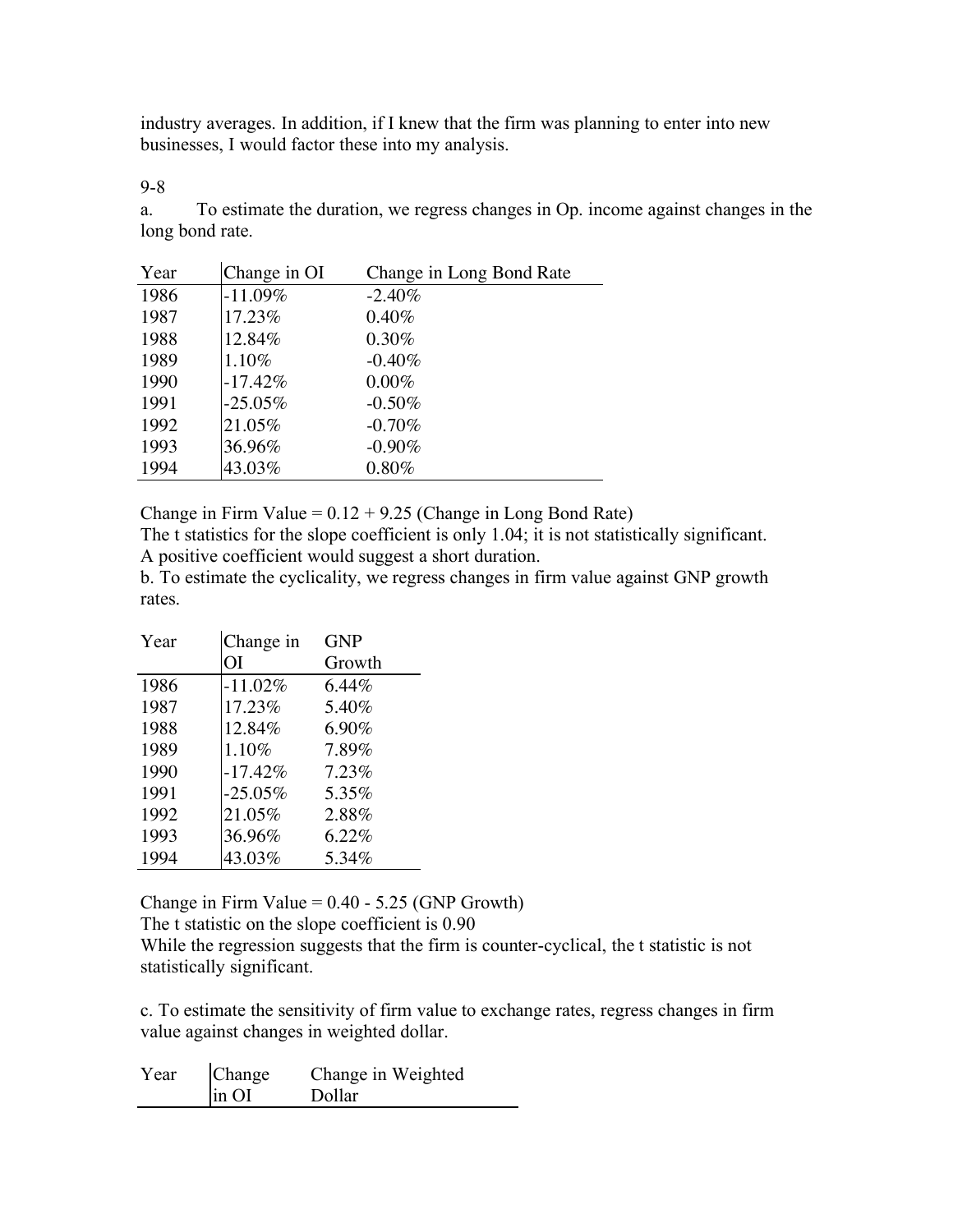industry averages. In addition, if I knew that the firm was planning to enter into new businesses, I would factor these into my analysis.

9-8

a. To estimate the duration, we regress changes in Op. income against changes in the long bond rate.

| Year | Change in OI | Change in Long Bond Rate |
|---|---|---|
| 1986 | -11.09% | -2.40% |
| 1987 | 17.23% | 0.40% |
| 1988 | 12.84% | 0.30% |
| 1989 | 1.10% | -0.40% |
| 1990 | -17.42% | 0.00% |
| 1991 | -25.05% | -0.50% |
| 1992 | 21.05% | -0.70% |
| 1993 | 36.96% | -0.90% |
| 1994 | 43.03% | 0.80% |

Change in Firm Value = 0.12 + 9.25 (Change in Long Bond Rate)

The t statistics for the slope coefficient is only 1.04; it is not statistically significant. A positive coefficient would suggest a short duration.

b. To estimate the cyclicality, we regress changes in firm value against GNP growth rates.

| Year | Change in OI | GNP Growth |
|---|---|---|
| 1986 | -11.02% | 6.44% |
| 1987 | 17.23% | 5.40% |
| 1988 | 12.84% | 6.90% |
| 1989 | 1.10% | 7.89% |
| 1990 | -17.42% | 7.23% |
| 1991 | -25.05% | 5.35% |
| 1992 | 21.05% | 2.88% |
| 1993 | 36.96% | 6.22% |
| 1994 | 43.03% | 5.34% |

Change in Firm Value = 0.40 - 5.25 (GNP Growth)

The t statistic on the slope coefficient is 0.90

While the regression suggests that the firm is counter-cyclical, the t statistic is not statistically significant.

c. To estimate the sensitivity of firm value to exchange rates, regress changes in firm value against changes in weighted dollar.

| Year | Change in OI | Change in Weighted Dollar |
|---|---|---|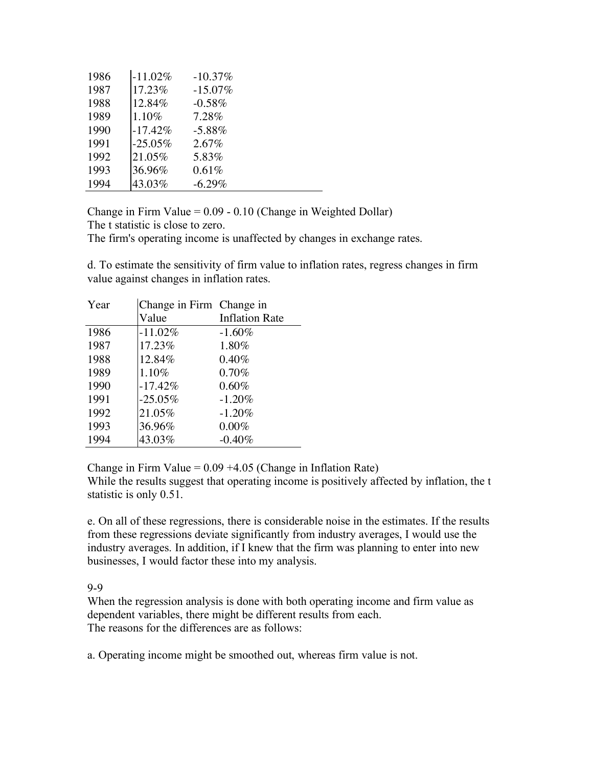| | | |
|---|---|---|
| 1986 | -11.02% | -10.37% |
| 1987 | 17.23% | -15.07% |
| 1988 | 12.84% | -0.58% |
| 1989 | 1.10% | 7.28% |
| 1990 | -17.42% | -5.88% |
| 1991 | -25.05% | 2.67% |
| 1992 | 21.05% | 5.83% |
| 1993 | 36.96% | 0.61% |
| 1994 | 43.03% | -6.29% |

Change in Firm Value = 0.09 - 0.10 (Change in Weighted Dollar)
The t statistic is close to zero.
The firm's operating income is unaffected by changes in exchange rates.

d. To estimate the sensitivity of firm value to inflation rates, regress changes in firm value against changes in inflation rates.

| Year | Change in Firm Value | Change in Inflation Rate |
|---|---|---|
| 1986 | -11.02% | -1.60% |
| 1987 | 17.23% | 1.80% |
| 1988 | 12.84% | 0.40% |
| 1989 | 1.10% | 0.70% |
| 1990 | -17.42% | 0.60% |
| 1991 | -25.05% | -1.20% |
| 1992 | 21.05% | -1.20% |
| 1993 | 36.96% | 0.00% |
| 1994 | 43.03% | -0.40% |

Change in Firm Value = 0.09 +4.05 (Change in Inflation Rate)
While the results suggest that operating income is positively affected by inflation, the t statistic is only 0.51.

e. On all of these regressions, there is considerable noise in the estimates. If the results from these regressions deviate significantly from industry averages, I would use the industry averages. In addition, if I knew that the firm was planning to enter into new businesses, I would factor these into my analysis.

9-9
When the regression analysis is done with both operating income and firm value as dependent variables, there might be different results from each.
The reasons for the differences are as follows:

a. Operating income might be smoothed out, whereas firm value is not.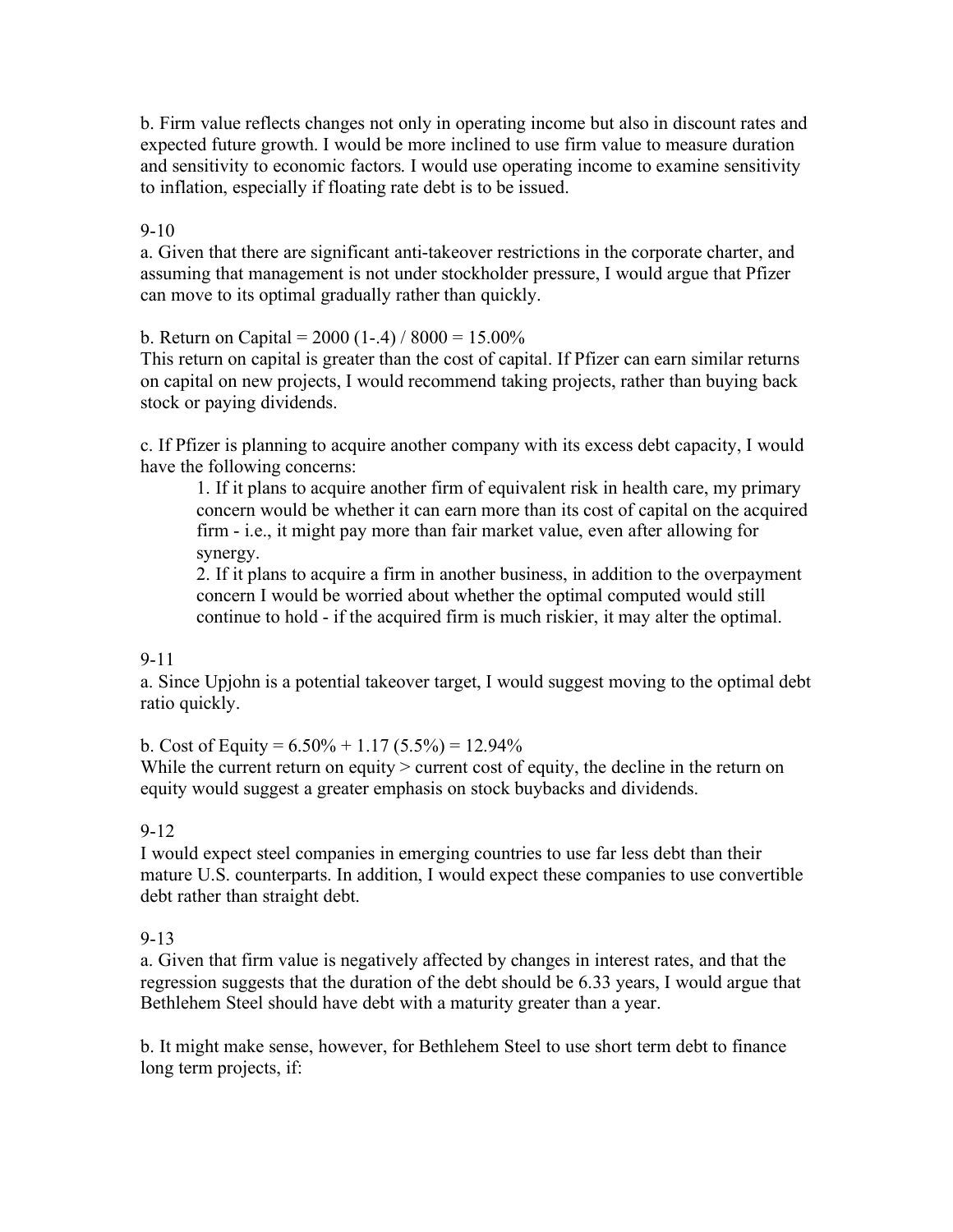b. Firm value reflects changes not only in operating income but also in discount rates and expected future growth. I would be more inclined to use firm value to measure duration and sensitivity to economic factors. I would use operating income to examine sensitivity to inflation, especially if floating rate debt is to be issued.

9-10

a. Given that there are significant anti-takeover restrictions in the corporate charter, and assuming that management is not under stockholder pressure, I would argue that Pfizer can move to its optimal gradually rather than quickly.

b. Return on Capital = 2000 (1-.4) / 8000 = 15.00%

This return on capital is greater than the cost of capital. If Pfizer can earn similar returns on capital on new projects, I would recommend taking projects, rather than buying back stock or paying dividends.

c. If Pfizer is planning to acquire another company with its excess debt capacity, I would have the following concerns:

1. If it plans to acquire another firm of equivalent risk in health care, my primary concern would be whether it can earn more than its cost of capital on the acquired firm - i.e., it might pay more than fair market value, even after allowing for synergy.
2. If it plans to acquire a firm in another business, in addition to the overpayment concern I would be worried about whether the optimal computed would still continue to hold - if the acquired firm is much riskier, it may alter the optimal.

9-11

a. Since Upjohn is a potential takeover target, I would suggest moving to the optimal debt ratio quickly.

b. Cost of Equity = 6.50% + 1.17 (5.5%) = 12.94%

While the current return on equity > current cost of equity, the decline in the return on equity would suggest a greater emphasis on stock buybacks and dividends.

9-12

I would expect steel companies in emerging countries to use far less debt than their mature U.S. counterparts. In addition, I would expect these companies to use convertible debt rather than straight debt.

9-13

a. Given that firm value is negatively affected by changes in interest rates, and that the regression suggests that the duration of the debt should be 6.33 years, I would argue that Bethlehem Steel should have debt with a maturity greater than a year.

b. It might make sense, however, for Bethlehem Steel to use short term debt to finance long term projects, if: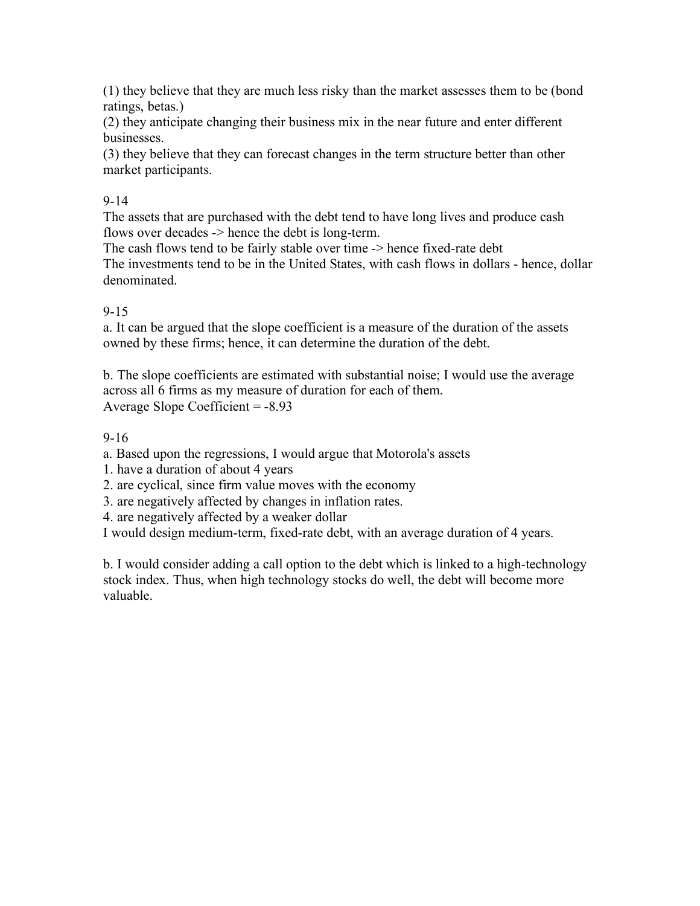(1) they believe that they are much less risky than the market assesses them to be (bond ratings, betas.)
(2) they anticipate changing their business mix in the near future and enter different businesses.
(3) they believe that they can forecast changes in the term structure better than other market participants.

9-14
The assets that are purchased with the debt tend to have long lives and produce cash flows over decades -> hence the debt is long-term.
The cash flows tend to be fairly stable over time -> hence fixed-rate debt
The investments tend to be in the United States, with cash flows in dollars - hence, dollar denominated.

9-15
a. It can be argued that the slope coefficient is a measure of the duration of the assets owned by these firms; hence, it can determine the duration of the debt.

b. The slope coefficients are estimated with substantial noise; I would use the average across all 6 firms as my measure of duration for each of them.
Average Slope Coefficient = -8.93

9-16
a. Based upon the regressions, I would argue that Motorola's assets
1. have a duration of about 4 years
2. are cyclical, since firm value moves with the economy
3. are negatively affected by changes in inflation rates.
4. are negatively affected by a weaker dollar
I would design medium-term, fixed-rate debt, with an average duration of 4 years.

b. I would consider adding a call option to the debt which is linked to a high-technology stock index. Thus, when high technology stocks do well, the debt will become more valuable.